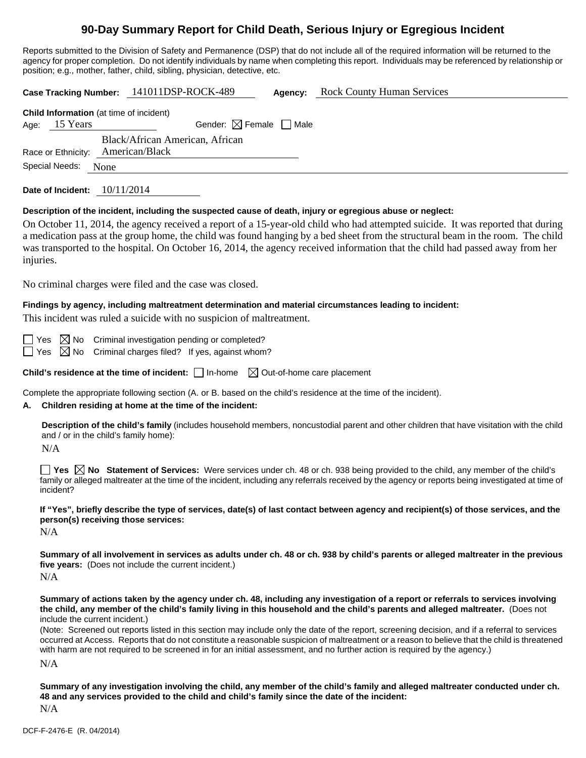# 90-Day Summary Report for Child Death, Serious Injury or Egregious Incident

Reports submitted to the Division of Safety and Permanence (DSP) that do not include all of the required information will be returned to the agency for proper completion. Do not identify individuals by name when completing this report. Individuals may be referenced by relationship or position; e.g., mother, father, child, sibling, physician, detective, etc.

**Case Tracking Number:** 141011DSP-ROCK-489 **Agency:** Rock County Human Services

**Child Information** (at time of incident)

Age: 15 Years Gender: ☒ Female ☐ Male

Race or Ethnicity: Black/African American, African American/Black

Special Needs: None

**Date of Incident:** 10/11/2014

**Description of the incident, including the suspected cause of death, injury or egregious abuse or neglect:**

On October 11, 2014, the agency received a report of a 15-year-old child who had attempted suicide. It was reported that during a medication pass at the group home, the child was found hanging by a bed sheet from the structural beam in the room. The child was transported to the hospital. On October 16, 2014, the agency received information that the child had passed away from her injuries.

No criminal charges were filed and the case was closed.

**Findings by agency, including maltreatment determination and material circumstances leading to incident:**

This incident was ruled a suicide with no suspicion of maltreatment.

☐ Yes ☒ No Criminal investigation pending or completed?

☐ Yes ☒ No Criminal charges filed? If yes, against whom?

**Child's residence at the time of incident:** ☐ In-home ☒ Out-of-home care placement

Complete the appropriate following section (A. or B. based on the child's residence at the time of the incident).

**A. Children residing at home at the time of the incident:**

**Description of the child's family** (includes household members, noncustodial parent and other children that have visitation with the child and / or in the child's family home):

N/A

☐ **Yes** ☒ **No Statement of Services:** Were services under ch. 48 or ch. 938 being provided to the child, any member of the child's family or alleged maltreater at the time of the incident, including any referrals received by the agency or reports being investigated at time of incident?

**If "Yes", briefly describe the type of services, date(s) of last contact between agency and recipient(s) of those services, and the person(s) receiving those services:**

N/A

**Summary of all involvement in services as adults under ch. 48 or ch. 938 by child's parents or alleged maltreater in the previous five years:** (Does not include the current incident.)

N/A

**Summary of actions taken by the agency under ch. 48, including any investigation of a report or referrals to services involving the child, any member of the child's family living in this household and the child's parents and alleged maltreater.** (Does not include the current incident.)

(Note: Screened out reports listed in this section may include only the date of the report, screening decision, and if a referral to services occurred at Access. Reports that do not constitute a reasonable suspicion of maltreatment or a reason to believe that the child is threatened with harm are not required to be screened in for an initial assessment, and no further action is required by the agency.)

N/A

**Summary of any investigation involving the child, any member of the child's family and alleged maltreater conducted under ch. 48 and any services provided to the child and child's family since the date of the incident:**

N/A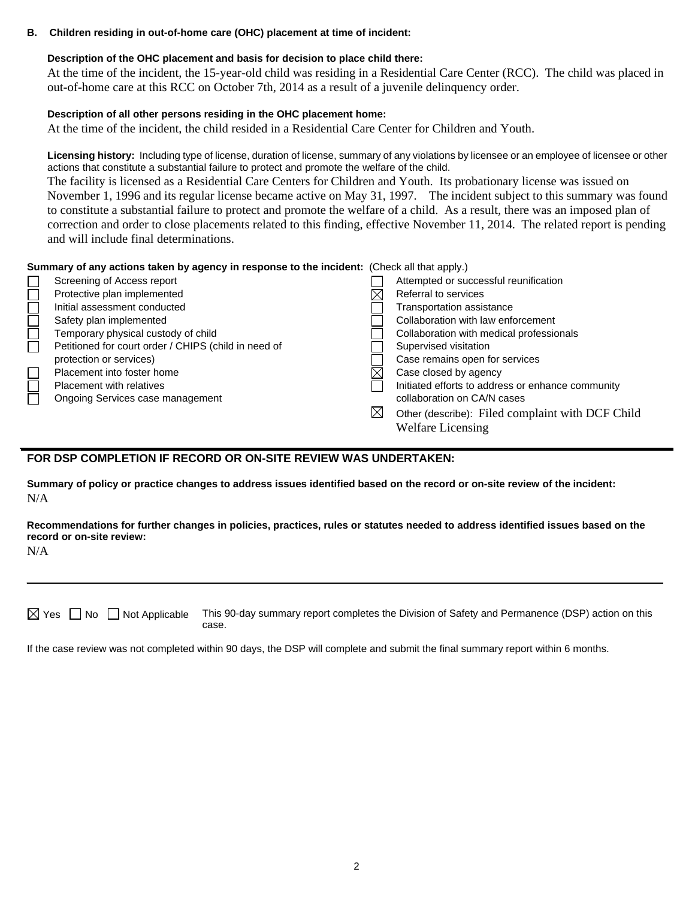**B. Children residing in out-of-home care (OHC) placement at time of incident:**

**Description of the OHC placement and basis for decision to place child there:**

At the time of the incident, the 15-year-old child was residing in a Residential Care Center (RCC). The child was placed in out-of-home care at this RCC on October 7th, 2014 as a result of a juvenile delinquency order.

**Description of all other persons residing in the OHC placement home:**

At the time of the incident, the child resided in a Residential Care Center for Children and Youth.

**Licensing history:** Including type of license, duration of license, summary of any violations by licensee or an employee of licensee or other actions that constitute a substantial failure to protect and promote the welfare of the child.

The facility is licensed as a Residential Care Centers for Children and Youth. Its probationary license was issued on November 1, 1996 and its regular license became active on May 31, 1997. The incident subject to this summary was found to constitute a substantial failure to protect and promote the welfare of a child. As a result, there was an imposed plan of correction and order to close placements related to this finding, effective November 11, 2014. The related report is pending and will include final determinations.

**Summary of any actions taken by agency in response to the incident:** (Check all that apply.)

- ☐ Screening of Access report
- ☐ Protective plan implemented
- ☐ Initial assessment conducted
- ☐ Safety plan implemented
- ☐ Temporary physical custody of child
- ☐ Petitioned for court order / CHIPS (child in need of protection or services)
- ☐ Placement into foster home
- ☐ Placement with relatives
- ☐ Ongoing Services case management
- ☐ Attempted or successful reunification
- ☒ Referral to services
- ☐ Transportation assistance
- ☐ Collaboration with law enforcement
- ☐ Collaboration with medical professionals
- ☐ Supervised visitation
- ☐ Case remains open for services
- ☒ Case closed by agency
- ☐ Initiated efforts to address or enhance community collaboration on CA/N cases
- ☒ Other (describe): Filed complaint with DCF Child Welfare Licensing

---

## FOR DSP COMPLETION IF RECORD OR ON-SITE REVIEW WAS UNDERTAKEN:

**Summary of policy or practice changes to address issues identified based on the record or on-site review of the incident:**

N/A

**Recommendations for further changes in policies, practices, rules or statutes needed to address identified issues based on the record or on-site review:**

N/A

---

☒ Yes ☐ No ☐ Not Applicable This 90-day summary report completes the Division of Safety and Permanence (DSP) action on this case.

If the case review was not completed within 90 days, the DSP will complete and submit the final summary report within 6 months.